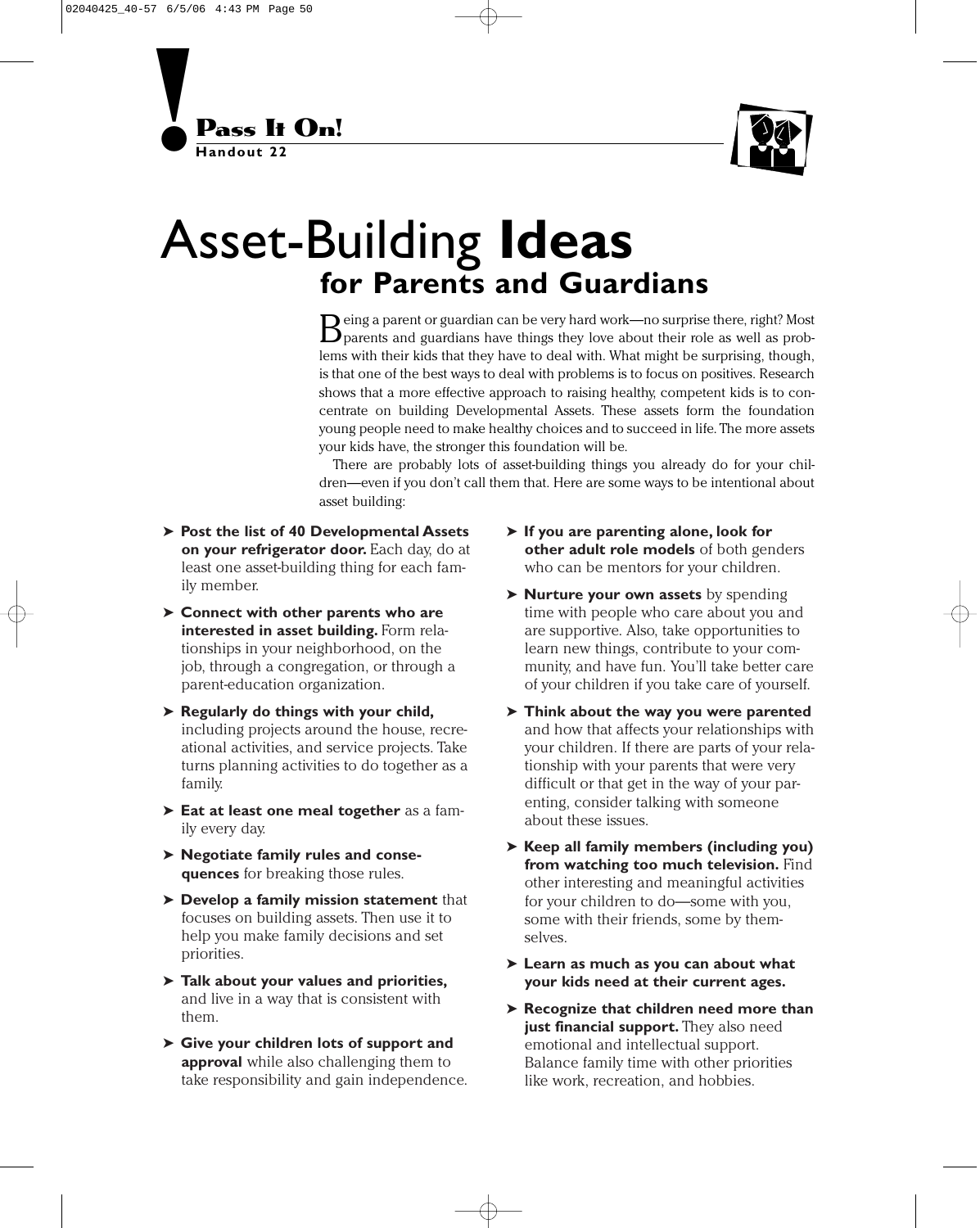**Pass It On!**
**Handout 22**

# Asset-Building **Ideas**
## for Parents and Guardians

Being a parent or guardian can be very hard work—no surprise there, right? Most parents and guardians have things they love about their role as well as problems with their kids that they have to deal with. What might be surprising, though, is that one of the best ways to deal with problems is to focus on positives. Research shows that a more effective approach to raising healthy, competent kids is to concentrate on building Developmental Assets. These assets form the foundation young people need to make healthy choices and to succeed in life. The more assets your kids have, the stronger this foundation will be.

There are probably lots of asset-building things you already do for your children—even if you don't call them that. Here are some ways to be intentional about asset building:

- **Post the list of 40 Developmental Assets on your refrigerator door.** Each day, do at least one asset-building thing for each family member.
- **Connect with other parents who are interested in asset building.** Form relationships in your neighborhood, on the job, through a congregation, or through a parent-education organization.
- **Regularly do things with your child,** including projects around the house, recreational activities, and service projects. Take turns planning activities to do together as a family.
- **Eat at least one meal together** as a family every day.
- **Negotiate family rules and consequences** for breaking those rules.
- **Develop a family mission statement** that focuses on building assets. Then use it to help you make family decisions and set priorities.
- **Talk about your values and priorities,** and live in a way that is consistent with them.
- **Give your children lots of support and approval** while also challenging them to take responsibility and gain independence.
- **If you are parenting alone, look for other adult role models** of both genders who can be mentors for your children.
- **Nurture your own assets** by spending time with people who care about you and are supportive. Also, take opportunities to learn new things, contribute to your community, and have fun. You'll take better care of your children if you take care of yourself.
- **Think about the way you were parented** and how that affects your relationships with your children. If there are parts of your relationship with your parents that were very difficult or that get in the way of your parenting, consider talking with someone about these issues.
- **Keep all family members (including you) from watching too much television.** Find other interesting and meaningful activities for your children to do—some with you, some with their friends, some by themselves.
- **Learn as much as you can about what your kids need at their current ages.**
- **Recognize that children need more than just financial support.** They also need emotional and intellectual support. Balance family time with other priorities like work, recreation, and hobbies.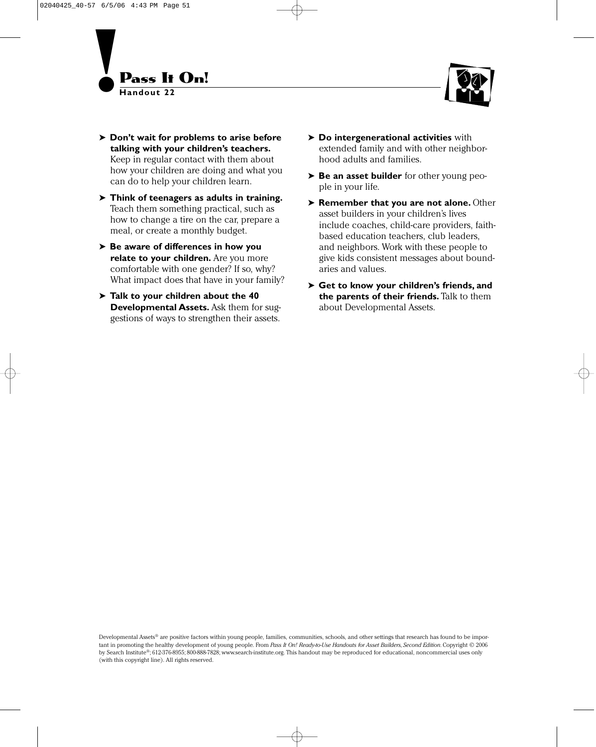# Pass It On!

**Handout 22**

- **Don't wait for problems to arise before talking with your children's teachers.** Keep in regular contact with them about how your children are doing and what you can do to help your children learn.
- **Think of teenagers as adults in training.** Teach them something practical, such as how to change a tire on the car, prepare a meal, or create a monthly budget.
- **Be aware of differences in how you relate to your children.** Are you more comfortable with one gender? If so, why? What impact does that have in your family?
- **Talk to your children about the 40 Developmental Assets.** Ask them for suggestions of ways to strengthen their assets.
- **Do intergenerational activities** with extended family and with other neighborhood adults and families.
- **Be an asset builder** for other young people in your life.
- **Remember that you are not alone.** Other asset builders in your children's lives include coaches, child-care providers, faith-based education teachers, club leaders, and neighbors. Work with these people to give kids consistent messages about boundaries and values.
- **Get to know your children's friends, and the parents of their friends.** Talk to them about Developmental Assets.

Developmental Assets® are positive factors within young people, families, communities, schools, and other settings that research has found to be important in promoting the healthy development of young people. From *Pass It On! Ready-to-Use Handouts for Asset Builders, Second Edition*. Copyright © 2006 by Search Institute®; 612-376-8955; 800-888-7828; www.search-institute.org. This handout may be reproduced for educational, noncommercial uses only (with this copyright line). All rights reserved.